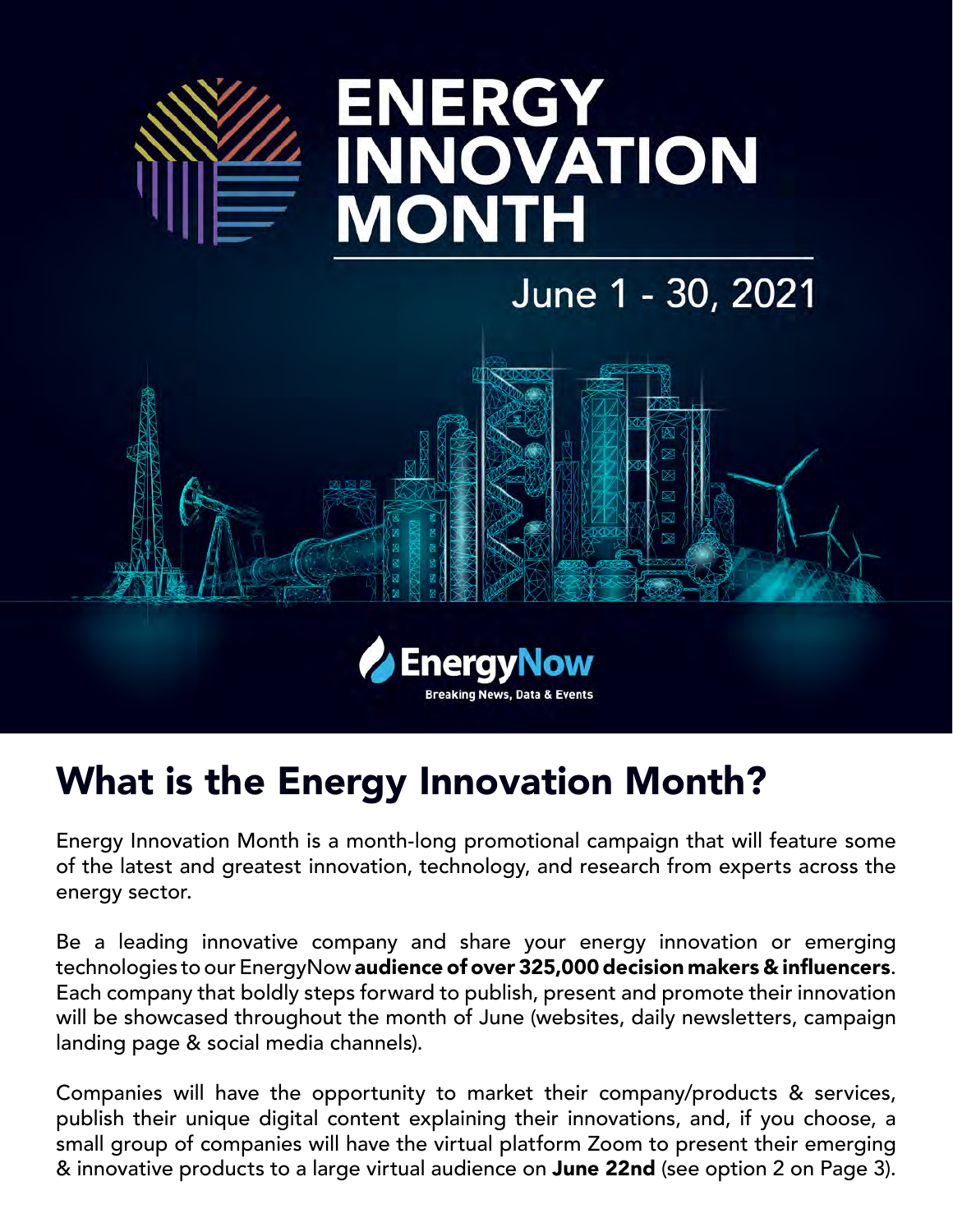# ENERGY INNOVATION MONTH

June 1 - 30, 2021

EnergyNow
Breaking News, Data & Events

## What is the Energy Innovation Month?

Energy Innovation Month is a month-long promotional campaign that will feature some of the latest and greatest innovation, technology, and research from experts across the energy sector.

Be a leading innovative company and share your energy innovation or emerging technologies to our EnergyNow **audience of over 325,000 decision makers & influencers**. Each company that boldly steps forward to publish, present and promote their innovation will be showcased throughout the month of June (websites, daily newsletters, campaign landing page & social media channels).

Companies will have the opportunity to market their company/products & services, publish their unique digital content explaining their innovations, and, if you choose, a small group of companies will have the virtual platform Zoom to present their emerging & innovative products to a large virtual audience on **June 22nd** (see option 2 on Page 3).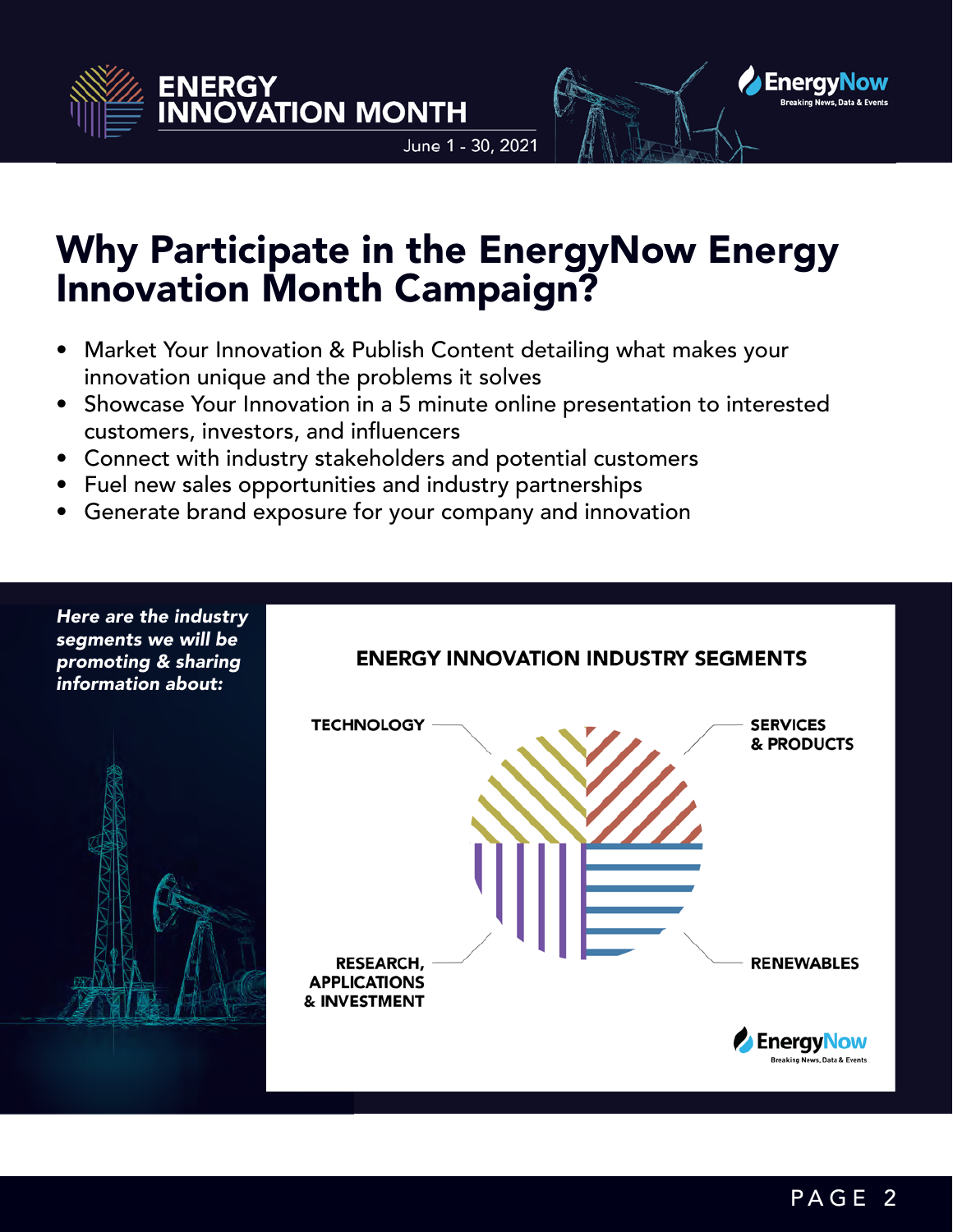# Why Participate in the EnergyNow Energy Innovation Month Campaign?

- Market Your Innovation & Publish Content detailing what makes your innovation unique and the problems it solves
- Showcase Your Innovation in a 5 minute online presentation to interested customers, investors, and influencers
- Connect with industry stakeholders and potential customers
- Fuel new sales opportunities and industry partnerships
- Generate brand exposure for your company and innovation

***Here are the industry segments we will be promoting & sharing information about:***

**ENERGY INNOVATION INDUSTRY SEGMENTS**

- TECHNOLOGY
- SERVICES & PRODUCTS
- RESEARCH, APPLICATIONS & INVESTMENT
- RENEWABLES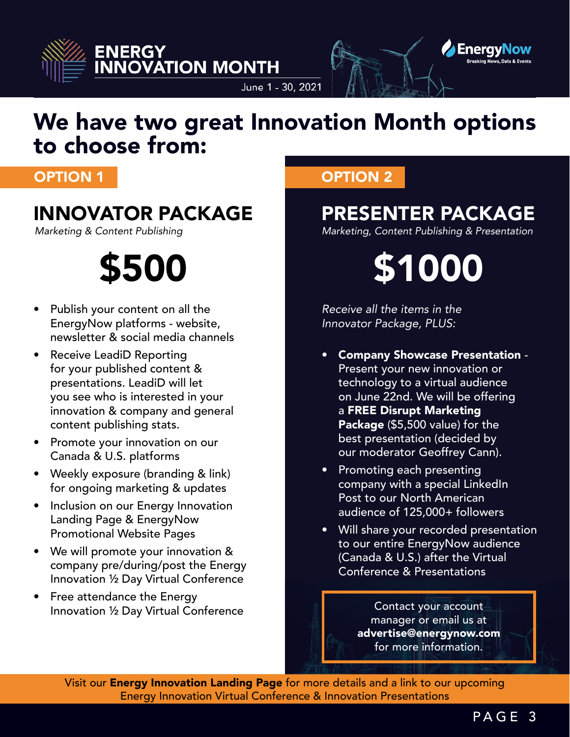ENERGY INNOVATION MONTH

June 1 - 30, 2021

EnergyNow
Breaking News, Data & Events

# We have two great Innovation Month options to choose from:

## OPTION 1

## INNOVATOR PACKAGE

*Marketing & Content Publishing*

# $500

- Publish your content on all the EnergyNow platforms - website, newsletter & social media channels
- Receive LeadiD Reporting for your published content & presentations. LeadiD will let you see who is interested in your innovation & company and general content publishing stats.
- Promote your innovation on our Canada & U.S. platforms
- Weekly exposure (branding & link) for ongoing marketing & updates
- Inclusion on our Energy Innovation Landing Page & EnergyNow Promotional Website Pages
- We will promote your innovation & company pre/during/post the Energy Innovation ½ Day Virtual Conference
- Free attendance the Energy Innovation ½ Day Virtual Conference

## OPTION 2

## PRESENTER PACKAGE

*Marketing, Content Publishing & Presentation*

# $1000

*Receive all the items in the Innovator Package, PLUS:*

- **Company Showcase Presentation** - Present your new innovation or technology to a virtual audience on June 22nd. We will be offering a **FREE Disrupt Marketing Package** ($5,500 value) for the best presentation (decided by our moderator Geoffrey Cann).
- Promoting each presenting company with a special LinkedIn Post to our North American audience of 125,000+ followers
- Will share your recorded presentation to our entire EnergyNow audience (Canada & U.S.) after the Virtual Conference & Presentations

Contact your account manager or email us at **advertise@energynow.com** for more information.

Visit our **Energy Innovation Landing Page** for more details and a link to our upcoming Energy Innovation Virtual Conference & Innovation Presentations